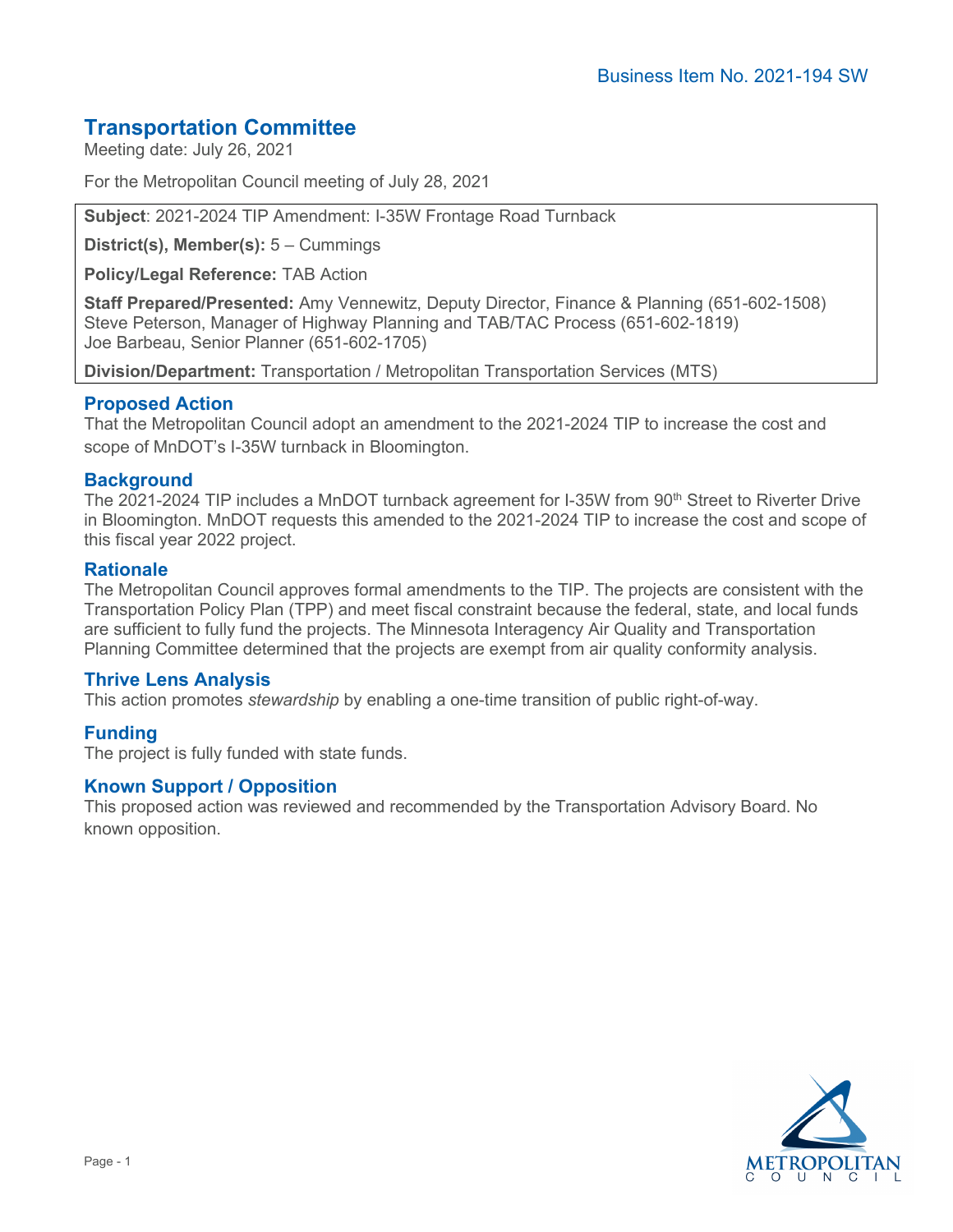Business Item No. 2021-194 SW

# Transportation Committee

Meeting date: July 26, 2021

For the Metropolitan Council meeting of July 28, 2021

**Subject**: 2021-2024 TIP Amendment: I-35W Frontage Road Turnback

**District(s), Member(s):** 5 – Cummings

**Policy/Legal Reference:** TAB Action

**Staff Prepared/Presented:** Amy Vennewitz, Deputy Director, Finance & Planning (651-602-1508)
Steve Peterson, Manager of Highway Planning and TAB/TAC Process (651-602-1819)
Joe Barbeau, Senior Planner (651-602-1705)

**Division/Department:** Transportation / Metropolitan Transportation Services (MTS)

## Proposed Action

That the Metropolitan Council adopt an amendment to the 2021-2024 TIP to increase the cost and scope of MnDOT's I-35W turnback in Bloomington.

## Background

The 2021-2024 TIP includes a MnDOT turnback agreement for I-35W from 90th Street to Riverter Drive in Bloomington. MnDOT requests this amended to the 2021-2024 TIP to increase the cost and scope of this fiscal year 2022 project.

## Rationale

The Metropolitan Council approves formal amendments to the TIP. The projects are consistent with the Transportation Policy Plan (TPP) and meet fiscal constraint because the federal, state, and local funds are sufficient to fully fund the projects. The Minnesota Interagency Air Quality and Transportation Planning Committee determined that the projects are exempt from air quality conformity analysis.

## Thrive Lens Analysis

This action promotes *stewardship* by enabling a one-time transition of public right-of-way.

## Funding

The project is fully funded with state funds.

## Known Support / Opposition

This proposed action was reviewed and recommended by the Transportation Advisory Board. No known opposition.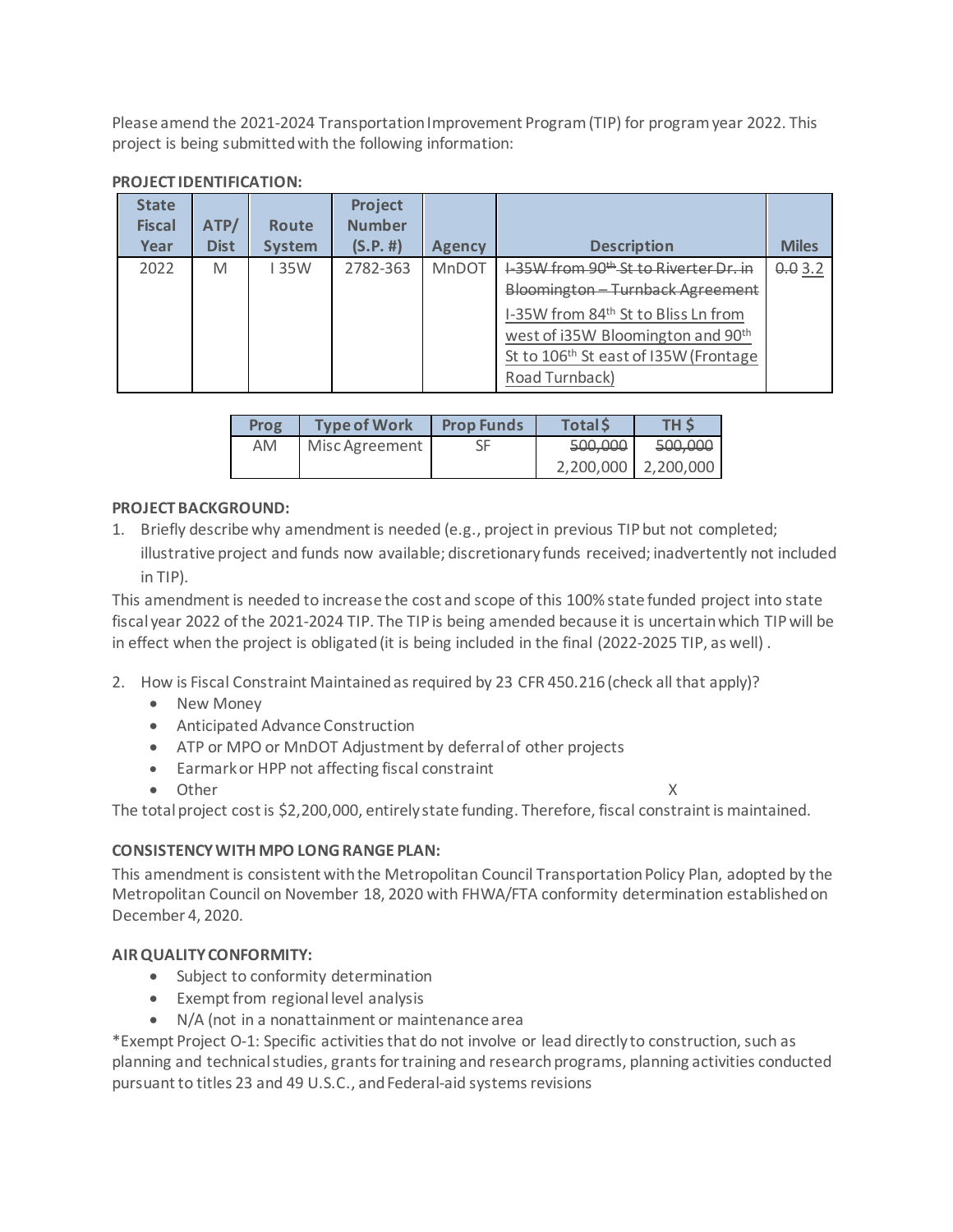Please amend the 2021-2024 Transportation Improvement Program (TIP) for program year 2022. This project is being submitted with the following information:

**PROJECT IDENTIFICATION:**

| State Fiscal Year | ATP/ Dist | Route System | Project Number (S.P. #) | Agency | Description | Miles |
|---|---|---|---|---|---|---|
| 2022 | M | I 35W | 2782-363 | MnDOT | ~~I-35W from 90th St to Riverter Dr. in Bloomington – Turnback Agreement~~ I-35W from 84th St to Bliss Ln from west of i35W Bloomington and 90th St to 106th St east of I35W (Frontage Road Turnback) | ~~0.0~~ 3.2 |

| Prog | Type of Work | Prop Funds | Total $ | TH $ |
|---|---|---|---|---|
| AM | Misc Agreement | SF | ~~500,000~~ 2,200,000 | ~~500,000~~ 2,200,000 |

**PROJECT BACKGROUND:**

1. Briefly describe why amendment is needed (e.g., project in previous TIP but not completed; illustrative project and funds now available; discretionary funds received; inadvertently not included in TIP).

This amendment is needed to increase the cost and scope of this 100% state funded project into state fiscal year 2022 of the 2021-2024 TIP. The TIP is being amended because it is uncertain which TIP will be in effect when the project is obligated (it is being included in the final (2022-2025 TIP, as well) .

2. How is Fiscal Constraint Maintained as required by 23 CFR 450.216 (check all that apply)?
   - New Money
   - Anticipated Advance Construction
   - ATP or MPO or MnDOT Adjustment by deferral of other projects
   - Earmark or HPP not affecting fiscal constraint
   - Other X

The total project cost is $2,200,000, entirely state funding. Therefore, fiscal constraint is maintained.

**CONSISTENCY WITH MPO LONG RANGE PLAN:**

This amendment is consistent with the Metropolitan Council Transportation Policy Plan, adopted by the Metropolitan Council on November 18, 2020 with FHWA/FTA conformity determination established on December 4, 2020.

**AIR QUALITY CONFORMITY:**

- Subject to conformity determination
- Exempt from regional level analysis
- N/A (not in a nonattainment or maintenance area

*Exempt Project O-1: Specific activities that do not involve or lead directly to construction, such as planning and technical studies, grants for training and research programs, planning activities conducted pursuant to titles 23 and 49 U.S.C., and Federal-aid systems revisions